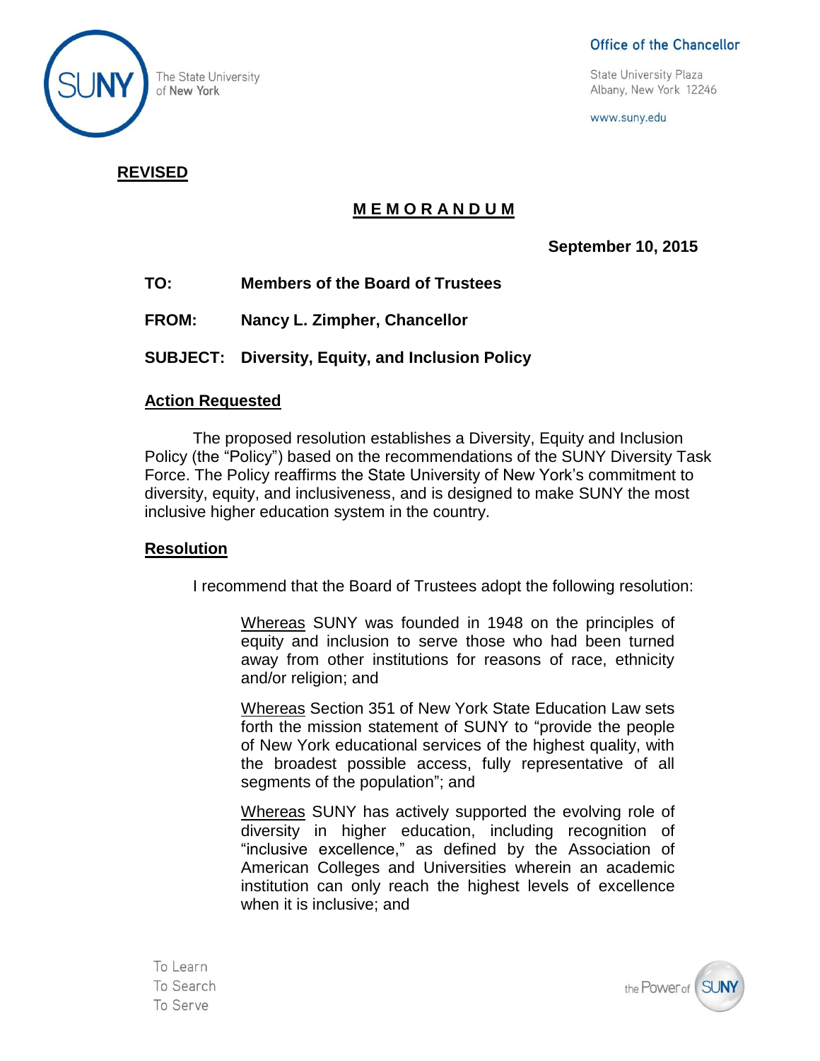Office of the Chancellor

State University Plaza
Albany, New York 12246

www.suny.edu

**REVISED**

## MEMORANDUM

**September 10, 2015**

**TO:** Members of the Board of Trustees

**FROM:** Nancy L. Zimpher, Chancellor

**SUBJECT:** Diversity, Equity, and Inclusion Policy

### Action Requested

The proposed resolution establishes a Diversity, Equity and Inclusion Policy (the "Policy") based on the recommendations of the SUNY Diversity Task Force. The Policy reaffirms the State University of New York's commitment to diversity, equity, and inclusiveness, and is designed to make SUNY the most inclusive higher education system in the country.

### Resolution

I recommend that the Board of Trustees adopt the following resolution:

> Whereas SUNY was founded in 1948 on the principles of equity and inclusion to serve those who had been turned away from other institutions for reasons of race, ethnicity and/or religion; and
>
> Whereas Section 351 of New York State Education Law sets forth the mission statement of SUNY to "provide the people of New York educational services of the highest quality, with the broadest possible access, fully representative of all segments of the population"; and
>
> Whereas SUNY has actively supported the evolving role of diversity in higher education, including recognition of "inclusive excellence," as defined by the Association of American Colleges and Universities wherein an academic institution can only reach the highest levels of excellence when it is inclusive; and

To Learn
To Search
To Serve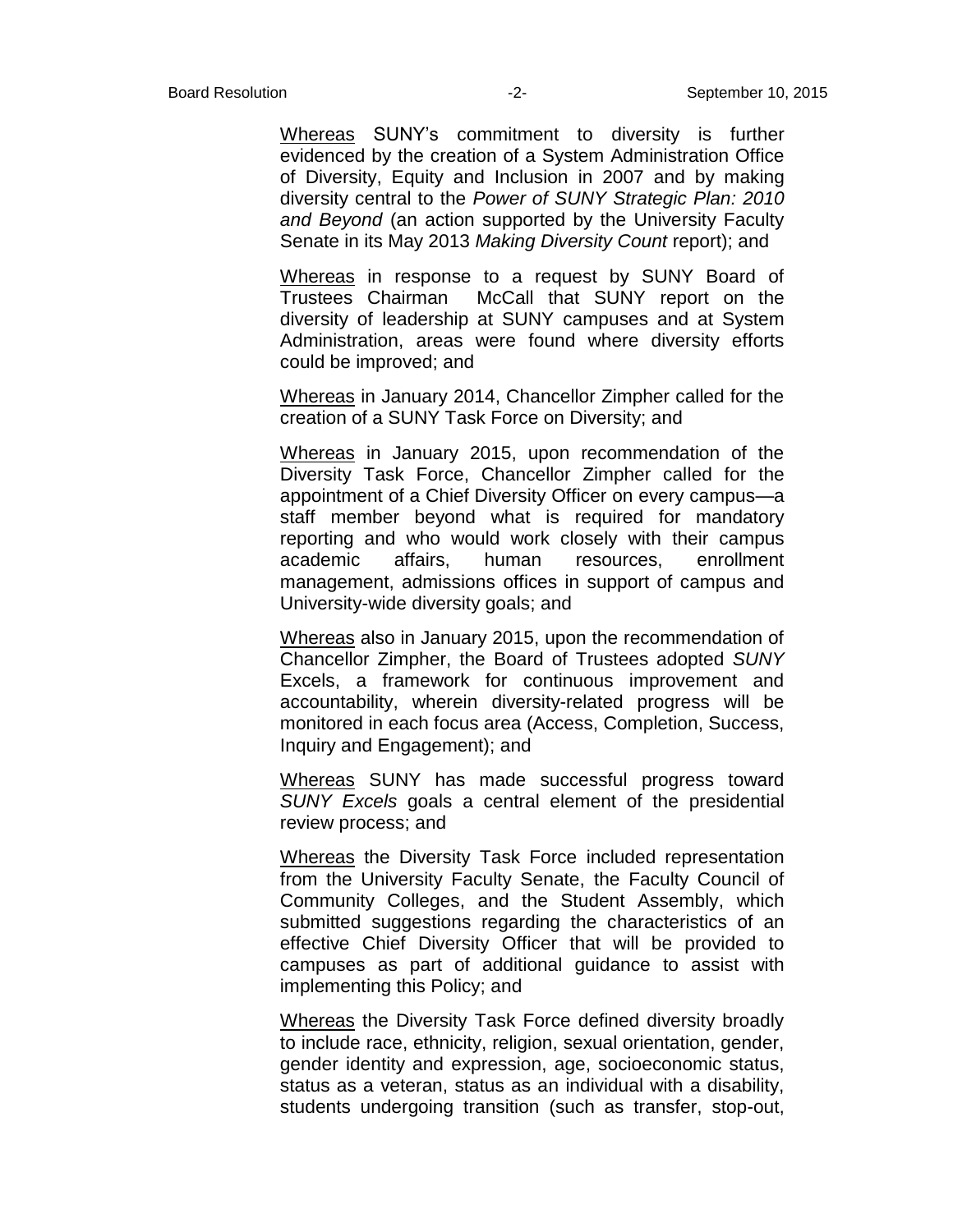<u>Whereas</u> SUNY's commitment to diversity is further evidenced by the creation of a System Administration Office of Diversity, Equity and Inclusion in 2007 and by making diversity central to the *Power of SUNY Strategic Plan: 2010 and Beyond* (an action supported by the University Faculty Senate in its May 2013 *Making Diversity Count* report); and

<u>Whereas</u> in response to a request by SUNY Board of Trustees Chairman McCall that SUNY report on the diversity of leadership at SUNY campuses and at System Administration, areas were found where diversity efforts could be improved; and

<u>Whereas</u> in January 2014, Chancellor Zimpher called for the creation of a SUNY Task Force on Diversity; and

<u>Whereas</u> in January 2015, upon recommendation of the Diversity Task Force, Chancellor Zimpher called for the appointment of a Chief Diversity Officer on every campus—a staff member beyond what is required for mandatory reporting and who would work closely with their campus academic affairs, human resources, enrollment management, admissions offices in support of campus and University-wide diversity goals; and

<u>Whereas</u> also in January 2015, upon the recommendation of Chancellor Zimpher, the Board of Trustees adopted *SUNY* Excels, a framework for continuous improvement and accountability, wherein diversity-related progress will be monitored in each focus area (Access, Completion, Success, Inquiry and Engagement); and

<u>Whereas</u> SUNY has made successful progress toward *SUNY Excels* goals a central element of the presidential review process; and

<u>Whereas</u> the Diversity Task Force included representation from the University Faculty Senate, the Faculty Council of Community Colleges, and the Student Assembly, which submitted suggestions regarding the characteristics of an effective Chief Diversity Officer that will be provided to campuses as part of additional guidance to assist with implementing this Policy; and

<u>Whereas</u> the Diversity Task Force defined diversity broadly to include race, ethnicity, religion, sexual orientation, gender, gender identity and expression, age, socioeconomic status, status as a veteran, status as an individual with a disability, students undergoing transition (such as transfer, stop-out,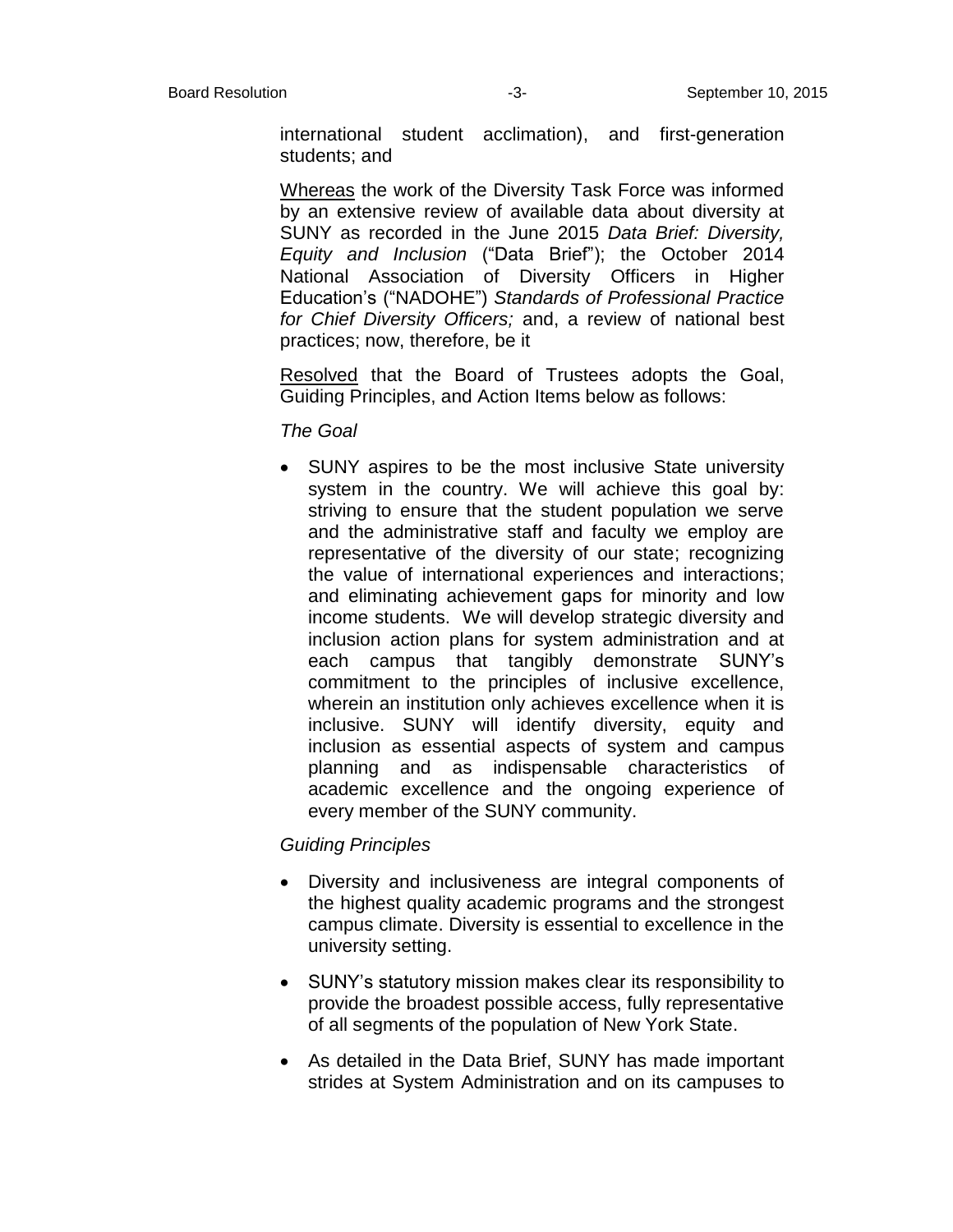international student acclimation), and first-generation students; and

Whereas the work of the Diversity Task Force was informed by an extensive review of available data about diversity at SUNY as recorded in the June 2015 *Data Brief: Diversity, Equity and Inclusion* ("Data Brief"); the October 2014 National Association of Diversity Officers in Higher Education's ("NADOHE") *Standards of Professional Practice for Chief Diversity Officers;* and, a review of national best practices; now, therefore, be it

Resolved that the Board of Trustees adopts the Goal, Guiding Principles, and Action Items below as follows:

*The Goal*

- SUNY aspires to be the most inclusive State university system in the country. We will achieve this goal by: striving to ensure that the student population we serve and the administrative staff and faculty we employ are representative of the diversity of our state; recognizing the value of international experiences and interactions; and eliminating achievement gaps for minority and low income students. We will develop strategic diversity and inclusion action plans for system administration and at each campus that tangibly demonstrate SUNY's commitment to the principles of inclusive excellence, wherein an institution only achieves excellence when it is inclusive. SUNY will identify diversity, equity and inclusion as essential aspects of system and campus planning and as indispensable characteristics of academic excellence and the ongoing experience of every member of the SUNY community.

*Guiding Principles*

- Diversity and inclusiveness are integral components of the highest quality academic programs and the strongest campus climate. Diversity is essential to excellence in the university setting.
- SUNY's statutory mission makes clear its responsibility to provide the broadest possible access, fully representative of all segments of the population of New York State.
- As detailed in the Data Brief, SUNY has made important strides at System Administration and on its campuses to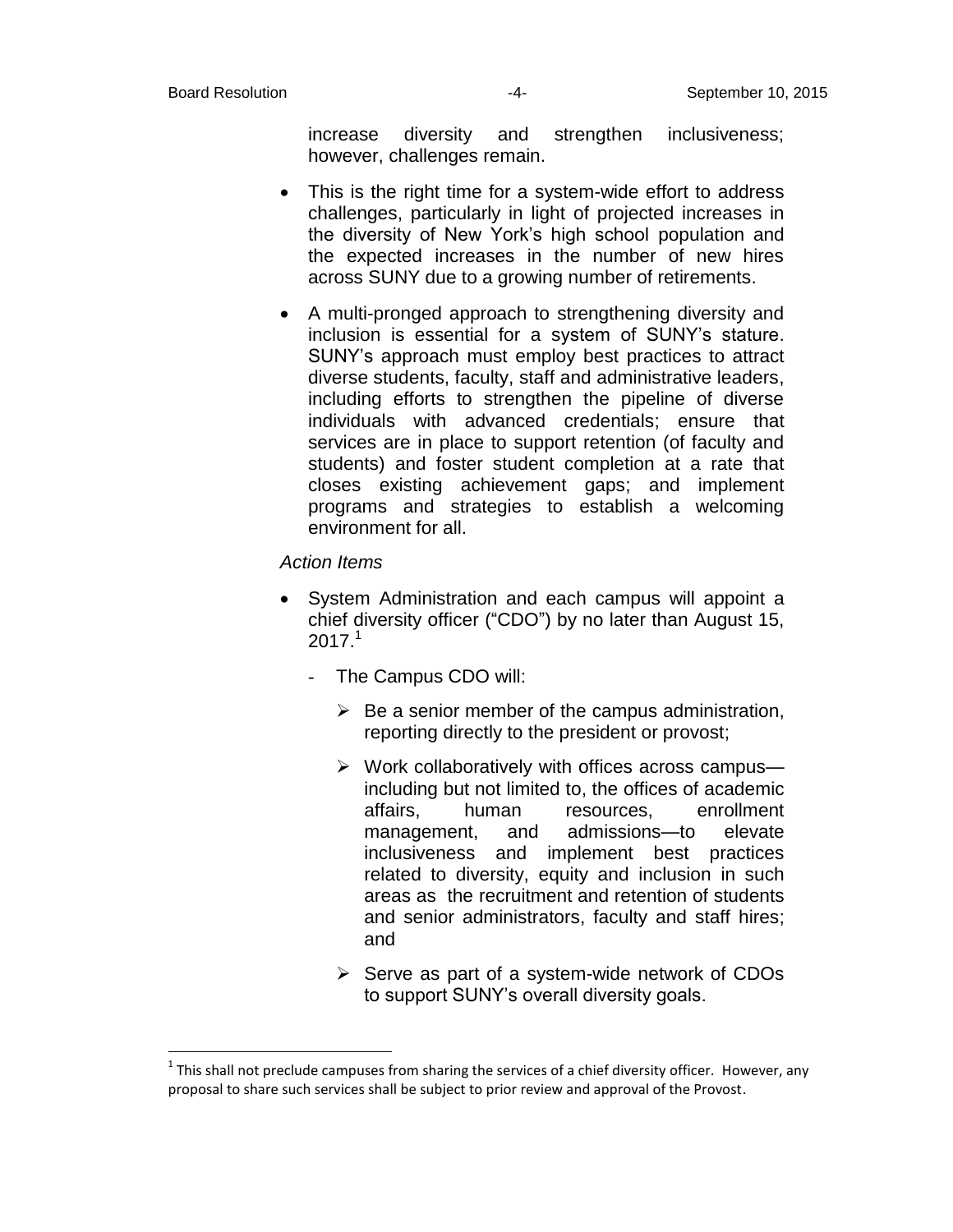increase diversity and strengthen inclusiveness; however, challenges remain.

- This is the right time for a system-wide effort to address challenges, particularly in light of projected increases in the diversity of New York's high school population and the expected increases in the number of new hires across SUNY due to a growing number of retirements.

- A multi-pronged approach to strengthening diversity and inclusion is essential for a system of SUNY's stature. SUNY's approach must employ best practices to attract diverse students, faculty, staff and administrative leaders, including efforts to strengthen the pipeline of diverse individuals with advanced credentials; ensure that services are in place to support retention (of faculty and students) and foster student completion at a rate that closes existing achievement gaps; and implement programs and strategies to establish a welcoming environment for all.

*Action Items*

- System Administration and each campus will appoint a chief diversity officer ("CDO") by no later than August 15, 2017.[1]
  - The Campus CDO will:
    - Be a senior member of the campus administration, reporting directly to the president or provost;
    - Work collaboratively with offices across campus—including but not limited to, the offices of academic affairs, human resources, enrollment management, and admissions—to elevate inclusiveness and implement best practices related to diversity, equity and inclusion in such areas as the recruitment and retention of students and senior administrators, faculty and staff hires; and
    - Serve as part of a system-wide network of CDOs to support SUNY's overall diversity goals.

---

[1] This shall not preclude campuses from sharing the services of a chief diversity officer. However, any proposal to share such services shall be subject to prior review and approval of the Provost.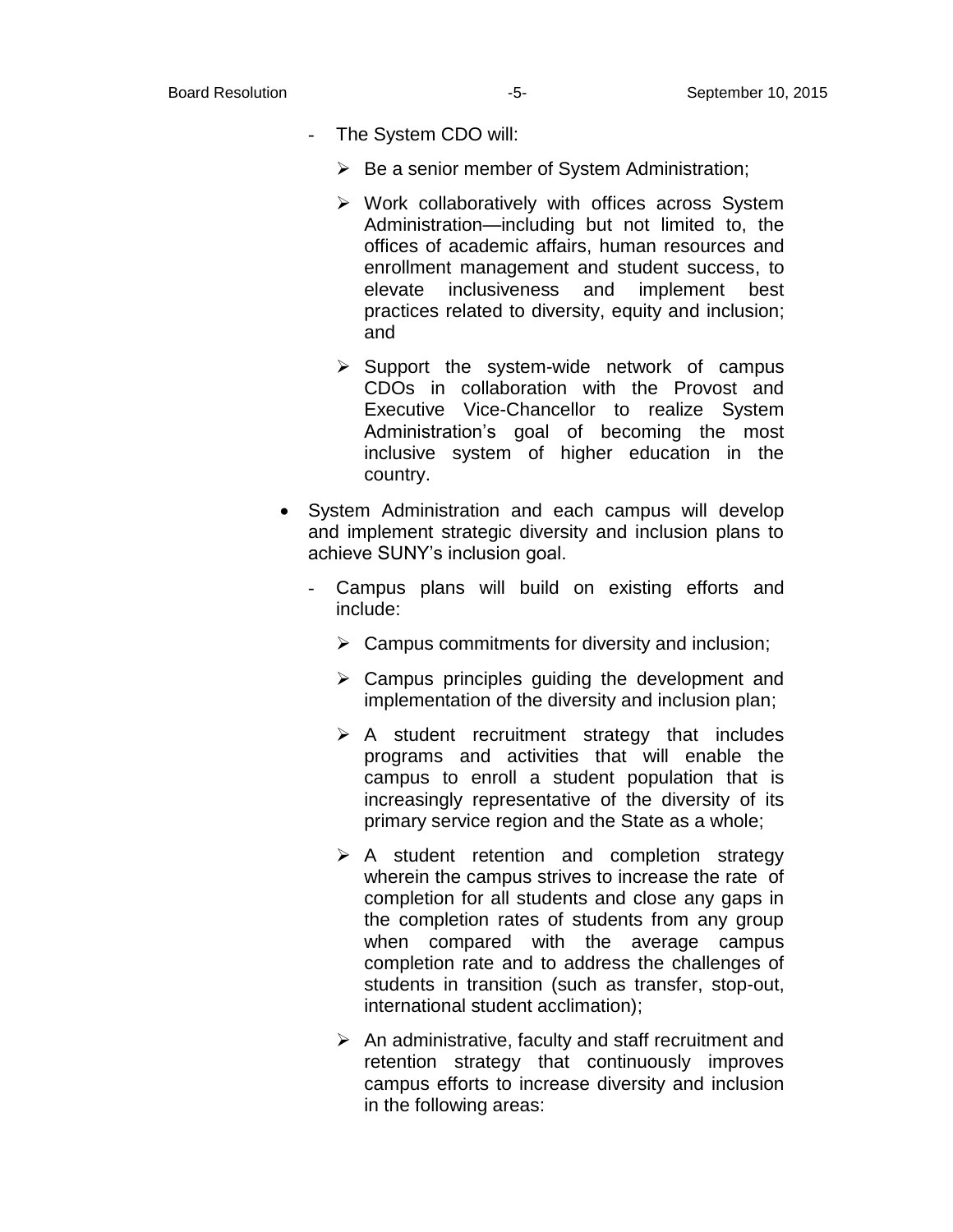- The System CDO will:

  - Be a senior member of System Administration;

  - Work collaboratively with offices across System Administration—including but not limited to, the offices of academic affairs, human resources and enrollment management and student success, to elevate inclusiveness and implement best practices related to diversity, equity and inclusion; and

  - Support the system-wide network of campus CDOs in collaboration with the Provost and Executive Vice-Chancellor to realize System Administration's goal of becoming the most inclusive system of higher education in the country.

- System Administration and each campus will develop and implement strategic diversity and inclusion plans to achieve SUNY's inclusion goal.

  - Campus plans will build on existing efforts and include:

    - Campus commitments for diversity and inclusion;

    - Campus principles guiding the development and implementation of the diversity and inclusion plan;

    - A student recruitment strategy that includes programs and activities that will enable the campus to enroll a student population that is increasingly representative of the diversity of its primary service region and the State as a whole;

    - A student retention and completion strategy wherein the campus strives to increase the rate of completion for all students and close any gaps in the completion rates of students from any group when compared with the average campus completion rate and to address the challenges of students in transition (such as transfer, stop-out, international student acclimation);

    - An administrative, faculty and staff recruitment and retention strategy that continuously improves campus efforts to increase diversity and inclusion in the following areas: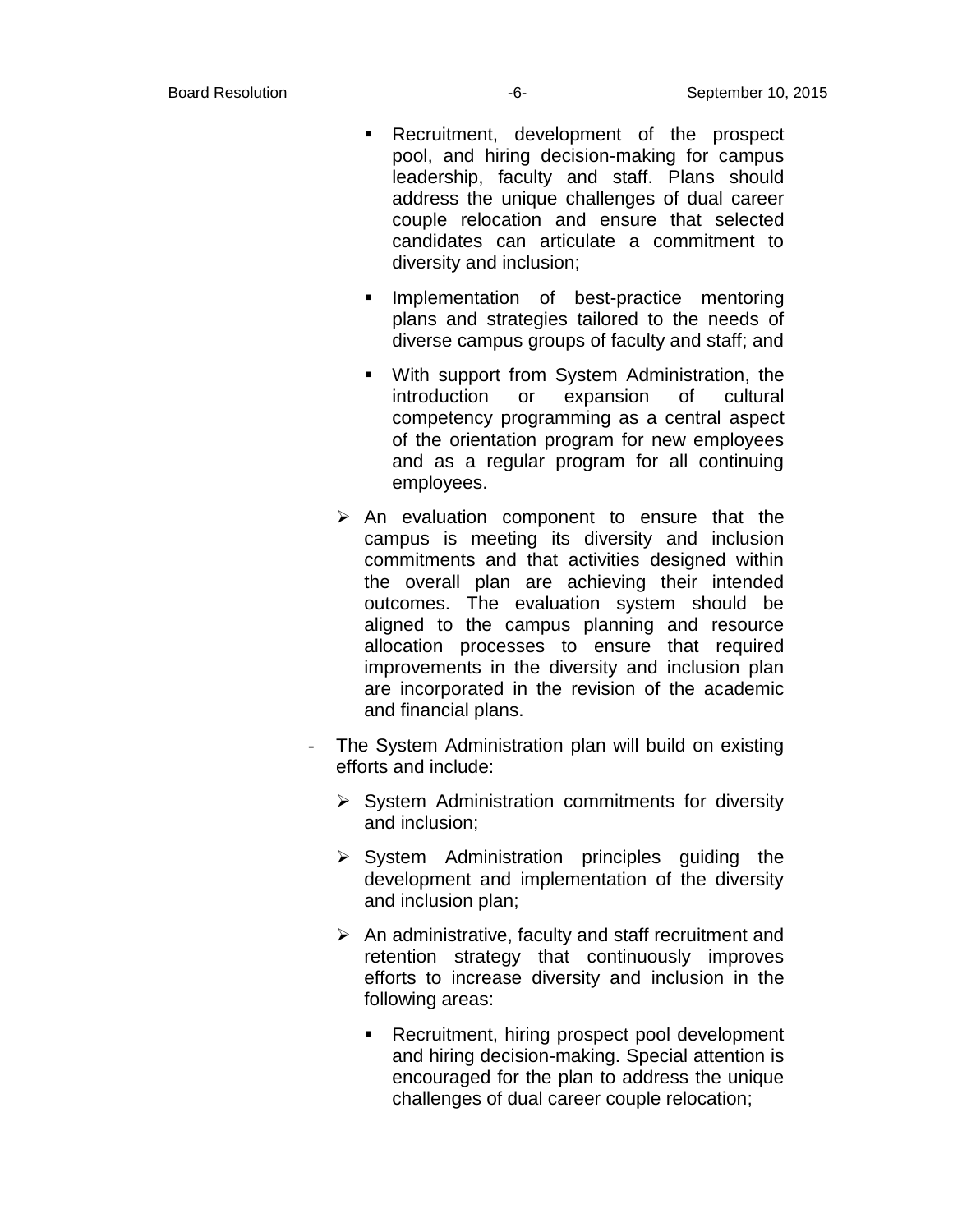- Recruitment, development of the prospect pool, and hiring decision-making for campus leadership, faculty and staff. Plans should address the unique challenges of dual career couple relocation and ensure that selected candidates can articulate a commitment to diversity and inclusion;

        - Implementation of best-practice mentoring plans and strategies tailored to the needs of diverse campus groups of faculty and staff; and

        - With support from System Administration, the introduction or expansion of cultural competency programming as a central aspect of the orientation program for new employees and as a regular program for all continuing employees.

    - An evaluation component to ensure that the campus is meeting its diversity and inclusion commitments and that activities designed within the overall plan are achieving their intended outcomes. The evaluation system should be aligned to the campus planning and resource allocation processes to ensure that required improvements in the diversity and inclusion plan are incorporated in the revision of the academic and financial plans.

- The System Administration plan will build on existing efforts and include:

    - System Administration commitments for diversity and inclusion;

    - System Administration principles guiding the development and implementation of the diversity and inclusion plan;

    - An administrative, faculty and staff recruitment and retention strategy that continuously improves efforts to increase diversity and inclusion in the following areas:

        - Recruitment, hiring prospect pool development and hiring decision-making. Special attention is encouraged for the plan to address the unique challenges of dual career couple relocation;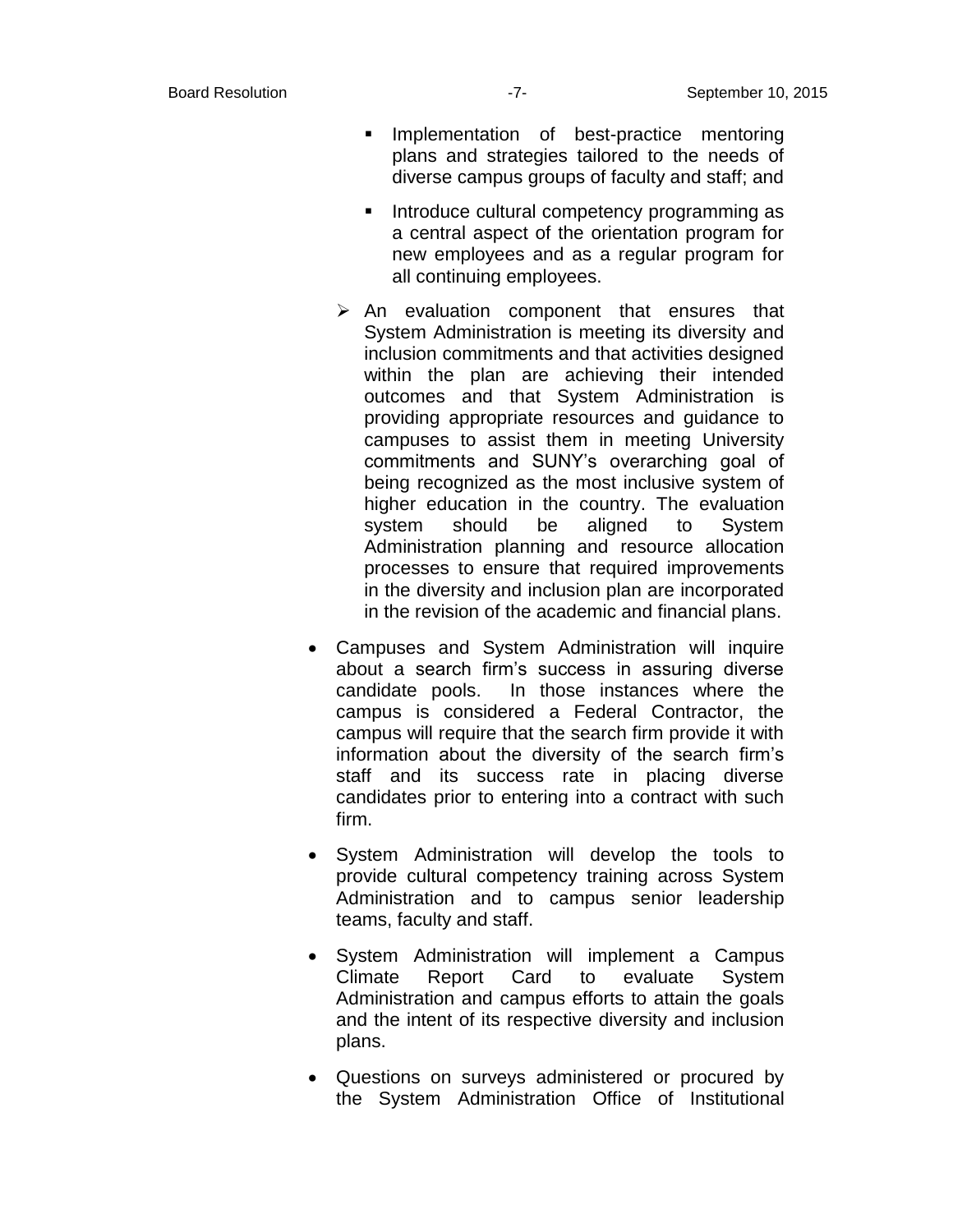- Implementation of best-practice mentoring plans and strategies tailored to the needs of diverse campus groups of faculty and staff; and

    - Introduce cultural competency programming as a central aspect of the orientation program for new employees and as a regular program for all continuing employees.

  - An evaluation component that ensures that System Administration is meeting its diversity and inclusion commitments and that activities designed within the plan are achieving their intended outcomes and that System Administration is providing appropriate resources and guidance to campuses to assist them in meeting University commitments and SUNY's overarching goal of being recognized as the most inclusive system of higher education in the country. The evaluation system should be aligned to System Administration planning and resource allocation processes to ensure that required improvements in the diversity and inclusion plan are incorporated in the revision of the academic and financial plans.

- Campuses and System Administration will inquire about a search firm's success in assuring diverse candidate pools. In those instances where the campus is considered a Federal Contractor, the campus will require that the search firm provide it with information about the diversity of the search firm's staff and its success rate in placing diverse candidates prior to entering into a contract with such firm.

- System Administration will develop the tools to provide cultural competency training across System Administration and to campus senior leadership teams, faculty and staff.

- System Administration will implement a Campus Climate Report Card to evaluate System Administration and campus efforts to attain the goals and the intent of its respective diversity and inclusion plans.

- Questions on surveys administered or procured by the System Administration Office of Institutional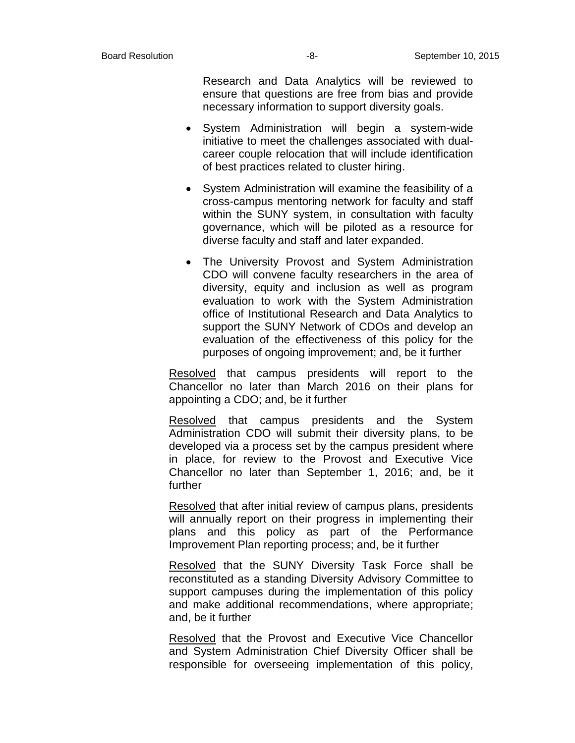Research and Data Analytics will be reviewed to ensure that questions are free from bias and provide necessary information to support diversity goals.

- System Administration will begin a system-wide initiative to meet the challenges associated with dual-career couple relocation that will include identification of best practices related to cluster hiring.
- System Administration will examine the feasibility of a cross-campus mentoring network for faculty and staff within the SUNY system, in consultation with faculty governance, which will be piloted as a resource for diverse faculty and staff and later expanded.
- The University Provost and System Administration CDO will convene faculty researchers in the area of diversity, equity and inclusion as well as program evaluation to work with the System Administration office of Institutional Research and Data Analytics to support the SUNY Network of CDOs and develop an evaluation of the effectiveness of this policy for the purposes of ongoing improvement; and, be it further

<u>Resolved</u> that campus presidents will report to the Chancellor no later than March 2016 on their plans for appointing a CDO; and, be it further

<u>Resolved</u> that campus presidents and the System Administration CDO will submit their diversity plans, to be developed via a process set by the campus president where in place, for review to the Provost and Executive Vice Chancellor no later than September 1, 2016; and, be it further

<u>Resolved</u> that after initial review of campus plans, presidents will annually report on their progress in implementing their plans and this policy as part of the Performance Improvement Plan reporting process; and, be it further

<u>Resolved</u> that the SUNY Diversity Task Force shall be reconstituted as a standing Diversity Advisory Committee to support campuses during the implementation of this policy and make additional recommendations, where appropriate; and, be it further

<u>Resolved</u> that the Provost and Executive Vice Chancellor and System Administration Chief Diversity Officer shall be responsible for overseeing implementation of this policy,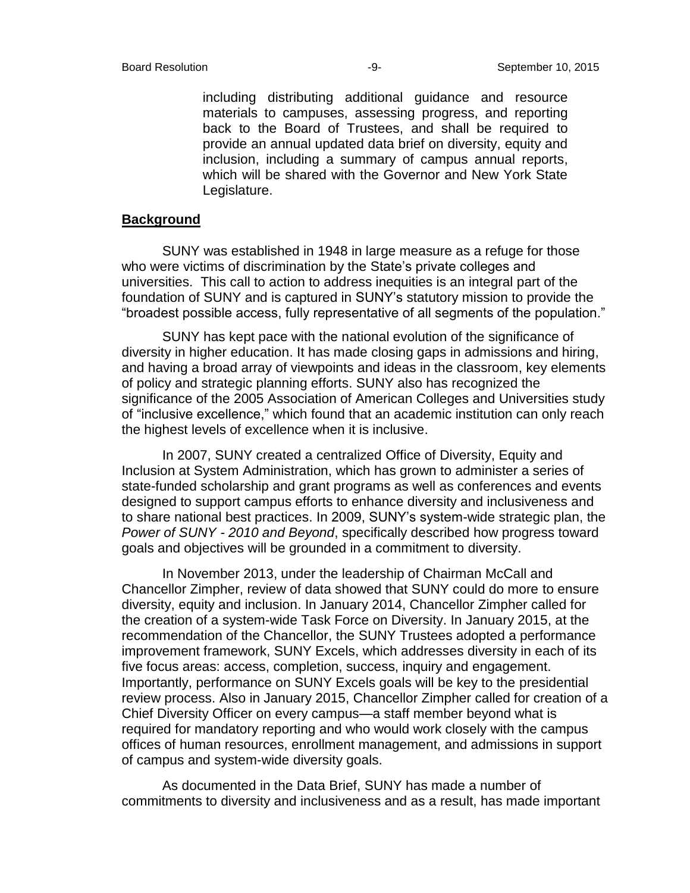including distributing additional guidance and resource materials to campuses, assessing progress, and reporting back to the Board of Trustees, and shall be required to provide an annual updated data brief on diversity, equity and inclusion, including a summary of campus annual reports, which will be shared with the Governor and New York State Legislature.

## Background

SUNY was established in 1948 in large measure as a refuge for those who were victims of discrimination by the State's private colleges and universities. This call to action to address inequities is an integral part of the foundation of SUNY and is captured in SUNY's statutory mission to provide the "broadest possible access, fully representative of all segments of the population."

SUNY has kept pace with the national evolution of the significance of diversity in higher education. It has made closing gaps in admissions and hiring, and having a broad array of viewpoints and ideas in the classroom, key elements of policy and strategic planning efforts. SUNY also has recognized the significance of the 2005 Association of American Colleges and Universities study of "inclusive excellence," which found that an academic institution can only reach the highest levels of excellence when it is inclusive.

In 2007, SUNY created a centralized Office of Diversity, Equity and Inclusion at System Administration, which has grown to administer a series of state-funded scholarship and grant programs as well as conferences and events designed to support campus efforts to enhance diversity and inclusiveness and to share national best practices. In 2009, SUNY's system-wide strategic plan, the *Power of SUNY - 2010 and Beyond*, specifically described how progress toward goals and objectives will be grounded in a commitment to diversity.

In November 2013, under the leadership of Chairman McCall and Chancellor Zimpher, review of data showed that SUNY could do more to ensure diversity, equity and inclusion. In January 2014, Chancellor Zimpher called for the creation of a system-wide Task Force on Diversity. In January 2015, at the recommendation of the Chancellor, the SUNY Trustees adopted a performance improvement framework, SUNY Excels, which addresses diversity in each of its five focus areas: access, completion, success, inquiry and engagement. Importantly, performance on SUNY Excels goals will be key to the presidential review process. Also in January 2015, Chancellor Zimpher called for creation of a Chief Diversity Officer on every campus—a staff member beyond what is required for mandatory reporting and who would work closely with the campus offices of human resources, enrollment management, and admissions in support of campus and system-wide diversity goals.

As documented in the Data Brief, SUNY has made a number of commitments to diversity and inclusiveness and as a result, has made important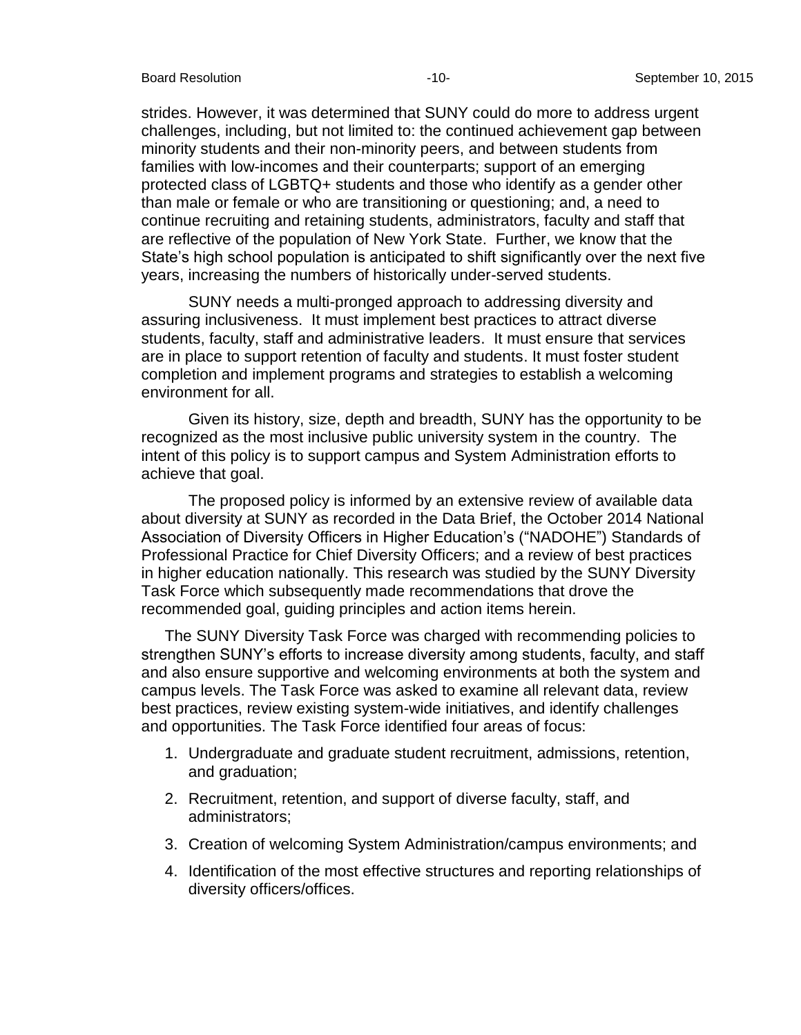strides. However, it was determined that SUNY could do more to address urgent challenges, including, but not limited to: the continued achievement gap between minority students and their non-minority peers, and between students from families with low-incomes and their counterparts; support of an emerging protected class of LGBTQ+ students and those who identify as a gender other than male or female or who are transitioning or questioning; and, a need to continue recruiting and retaining students, administrators, faculty and staff that are reflective of the population of New York State. Further, we know that the State's high school population is anticipated to shift significantly over the next five years, increasing the numbers of historically under-served students.

SUNY needs a multi-pronged approach to addressing diversity and assuring inclusiveness. It must implement best practices to attract diverse students, faculty, staff and administrative leaders. It must ensure that services are in place to support retention of faculty and students. It must foster student completion and implement programs and strategies to establish a welcoming environment for all.

Given its history, size, depth and breadth, SUNY has the opportunity to be recognized as the most inclusive public university system in the country. The intent of this policy is to support campus and System Administration efforts to achieve that goal.

The proposed policy is informed by an extensive review of available data about diversity at SUNY as recorded in the Data Brief, the October 2014 National Association of Diversity Officers in Higher Education's ("NADOHE") Standards of Professional Practice for Chief Diversity Officers; and a review of best practices in higher education nationally. This research was studied by the SUNY Diversity Task Force which subsequently made recommendations that drove the recommended goal, guiding principles and action items herein.

The SUNY Diversity Task Force was charged with recommending policies to strengthen SUNY's efforts to increase diversity among students, faculty, and staff and also ensure supportive and welcoming environments at both the system and campus levels. The Task Force was asked to examine all relevant data, review best practices, review existing system-wide initiatives, and identify challenges and opportunities. The Task Force identified four areas of focus:

1. Undergraduate and graduate student recruitment, admissions, retention, and graduation;
2. Recruitment, retention, and support of diverse faculty, staff, and administrators;
3. Creation of welcoming System Administration/campus environments; and
4. Identification of the most effective structures and reporting relationships of diversity officers/offices.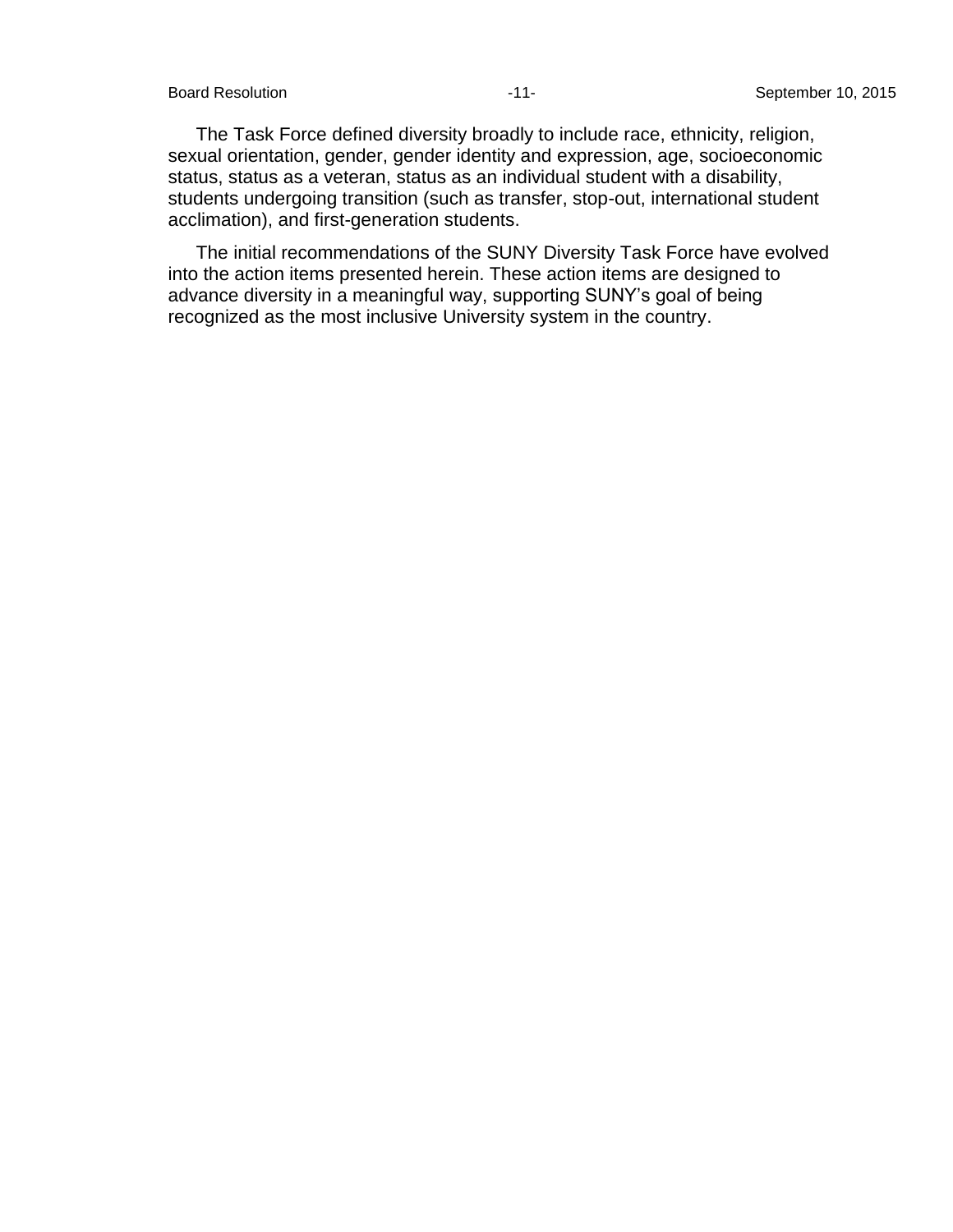The Task Force defined diversity broadly to include race, ethnicity, religion, sexual orientation, gender, gender identity and expression, age, socioeconomic status, status as a veteran, status as an individual student with a disability, students undergoing transition (such as transfer, stop-out, international student acclimation), and first-generation students.

The initial recommendations of the SUNY Diversity Task Force have evolved into the action items presented herein. These action items are designed to advance diversity in a meaningful way, supporting SUNY's goal of being recognized as the most inclusive University system in the country.